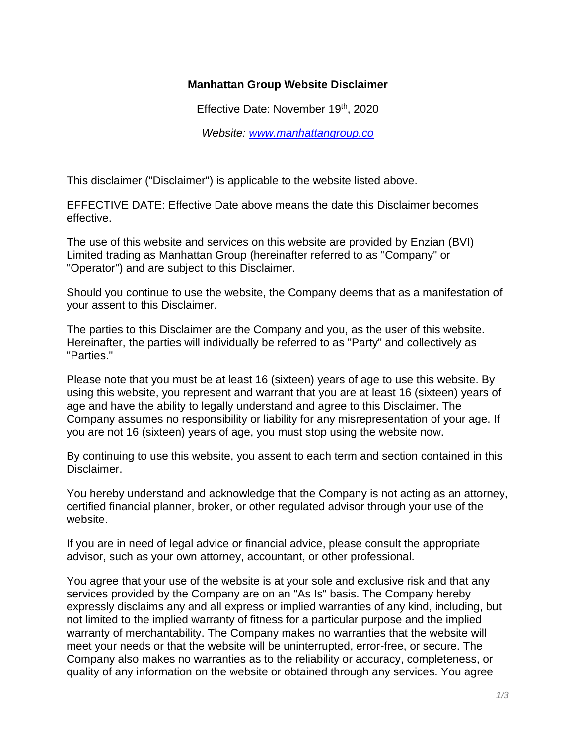# Manhattan Group Website Disclaimer

Effective Date: November 19th, 2020

*Website: [www.manhattangroup.co](www.manhattangroup.co)*

This disclaimer ("Disclaimer") is applicable to the website listed above.

EFFECTIVE DATE: Effective Date above means the date this Disclaimer becomes effective.

The use of this website and services on this website are provided by Enzian (BVI) Limited trading as Manhattan Group (hereinafter referred to as "Company" or "Operator") and are subject to this Disclaimer.

Should you continue to use the website, the Company deems that as a manifestation of your assent to this Disclaimer.

The parties to this Disclaimer are the Company and you, as the user of this website. Hereinafter, the parties will individually be referred to as "Party" and collectively as "Parties."

Please note that you must be at least 16 (sixteen) years of age to use this website. By using this website, you represent and warrant that you are at least 16 (sixteen) years of age and have the ability to legally understand and agree to this Disclaimer. The Company assumes no responsibility or liability for any misrepresentation of your age. If you are not 16 (sixteen) years of age, you must stop using the website now.

By continuing to use this website, you assent to each term and section contained in this Disclaimer.

You hereby understand and acknowledge that the Company is not acting as an attorney, certified financial planner, broker, or other regulated advisor through your use of the website.

If you are in need of legal advice or financial advice, please consult the appropriate advisor, such as your own attorney, accountant, or other professional.

You agree that your use of the website is at your sole and exclusive risk and that any services provided by the Company are on an "As Is" basis. The Company hereby expressly disclaims any and all express or implied warranties of any kind, including, but not limited to the implied warranty of fitness for a particular purpose and the implied warranty of merchantability. The Company makes no warranties that the website will meet your needs or that the website will be uninterrupted, error-free, or secure. The Company also makes no warranties as to the reliability or accuracy, completeness, or quality of any information on the website or obtained through any services. You agree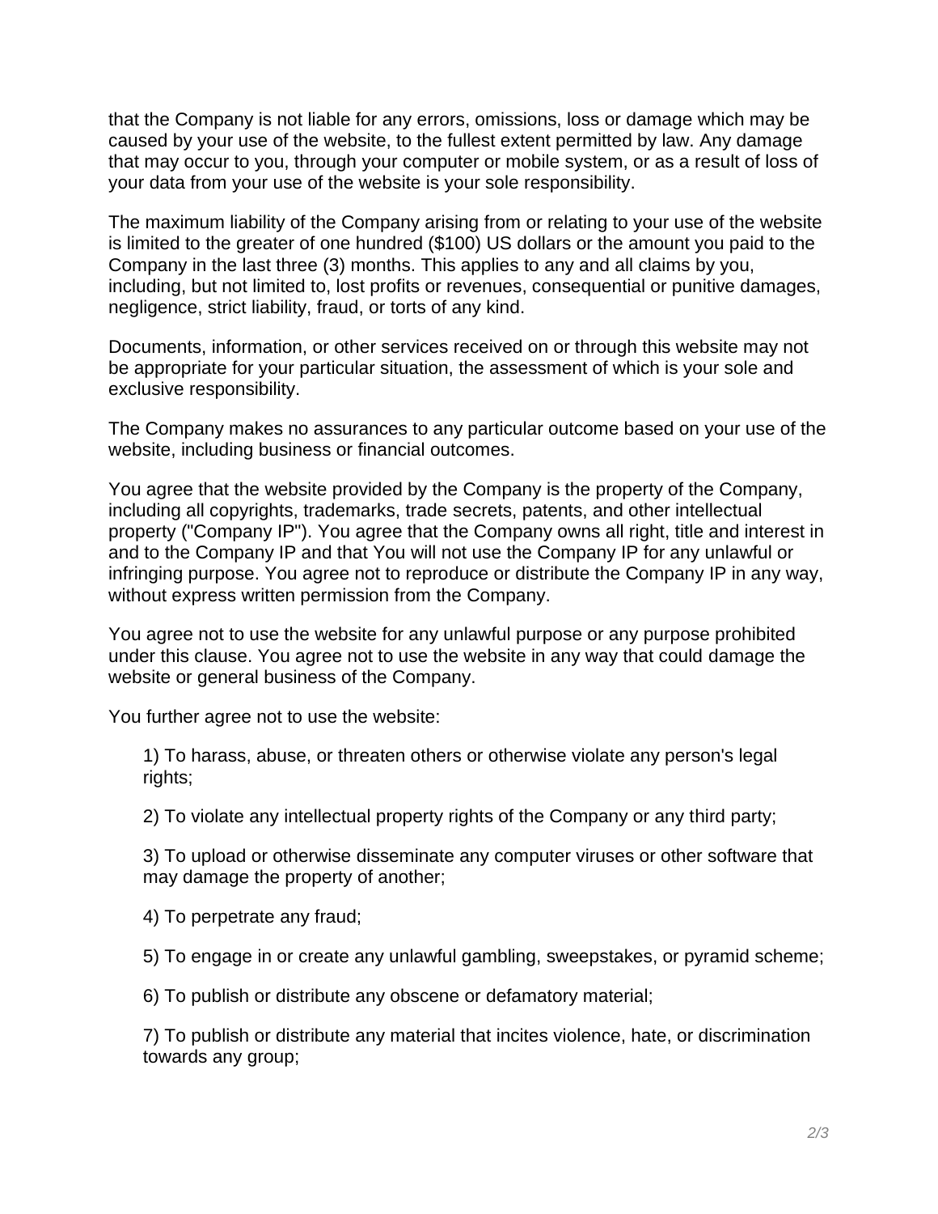that the Company is not liable for any errors, omissions, loss or damage which may be caused by your use of the website, to the fullest extent permitted by law. Any damage that may occur to you, through your computer or mobile system, or as a result of loss of your data from your use of the website is your sole responsibility.

The maximum liability of the Company arising from or relating to your use of the website is limited to the greater of one hundred ($100) US dollars or the amount you paid to the Company in the last three (3) months. This applies to any and all claims by you, including, but not limited to, lost profits or revenues, consequential or punitive damages, negligence, strict liability, fraud, or torts of any kind.

Documents, information, or other services received on or through this website may not be appropriate for your particular situation, the assessment of which is your sole and exclusive responsibility.

The Company makes no assurances to any particular outcome based on your use of the website, including business or financial outcomes.

You agree that the website provided by the Company is the property of the Company, including all copyrights, trademarks, trade secrets, patents, and other intellectual property ("Company IP"). You agree that the Company owns all right, title and interest in and to the Company IP and that You will not use the Company IP for any unlawful or infringing purpose. You agree not to reproduce or distribute the Company IP in any way, without express written permission from the Company.

You agree not to use the website for any unlawful purpose or any purpose prohibited under this clause. You agree not to use the website in any way that could damage the website or general business of the Company.

You further agree not to use the website:

1) To harass, abuse, or threaten others or otherwise violate any person's legal rights;

2) To violate any intellectual property rights of the Company or any third party;

3) To upload or otherwise disseminate any computer viruses or other software that may damage the property of another;

4) To perpetrate any fraud;

5) To engage in or create any unlawful gambling, sweepstakes, or pyramid scheme;

6) To publish or distribute any obscene or defamatory material;

7) To publish or distribute any material that incites violence, hate, or discrimination towards any group;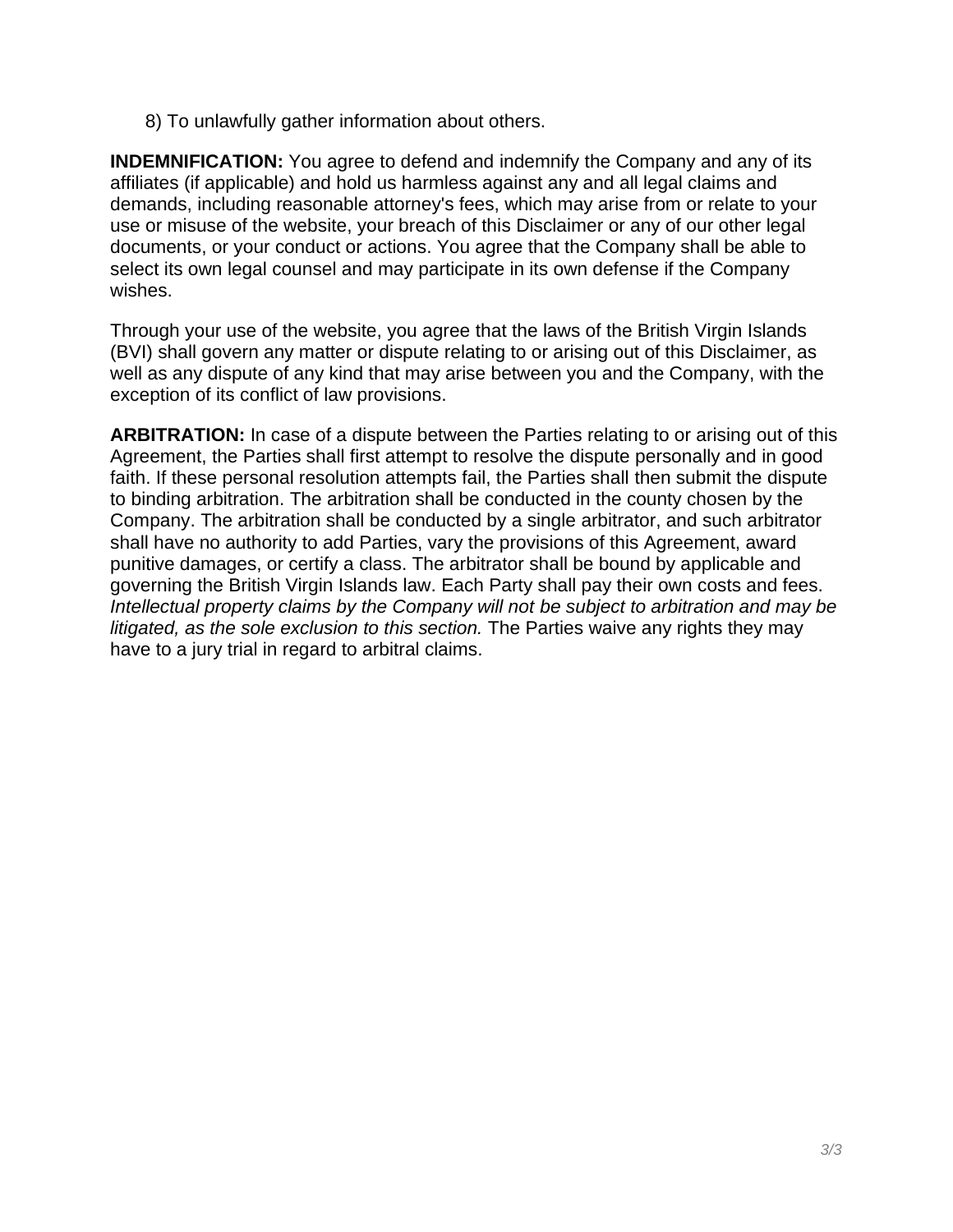8) To unlawfully gather information about others.

**INDEMNIFICATION:** You agree to defend and indemnify the Company and any of its affiliates (if applicable) and hold us harmless against any and all legal claims and demands, including reasonable attorney's fees, which may arise from or relate to your use or misuse of the website, your breach of this Disclaimer or any of our other legal documents, or your conduct or actions. You agree that the Company shall be able to select its own legal counsel and may participate in its own defense if the Company wishes.

Through your use of the website, you agree that the laws of the British Virgin Islands (BVI) shall govern any matter or dispute relating to or arising out of this Disclaimer, as well as any dispute of any kind that may arise between you and the Company, with the exception of its conflict of law provisions.

**ARBITRATION:** In case of a dispute between the Parties relating to or arising out of this Agreement, the Parties shall first attempt to resolve the dispute personally and in good faith. If these personal resolution attempts fail, the Parties shall then submit the dispute to binding arbitration. The arbitration shall be conducted in the county chosen by the Company. The arbitration shall be conducted by a single arbitrator, and such arbitrator shall have no authority to add Parties, vary the provisions of this Agreement, award punitive damages, or certify a class. The arbitrator shall be bound by applicable and governing the British Virgin Islands law. Each Party shall pay their own costs and fees. *Intellectual property claims by the Company will not be subject to arbitration and may be litigated, as the sole exclusion to this section.* The Parties waive any rights they may have to a jury trial in regard to arbitral claims.